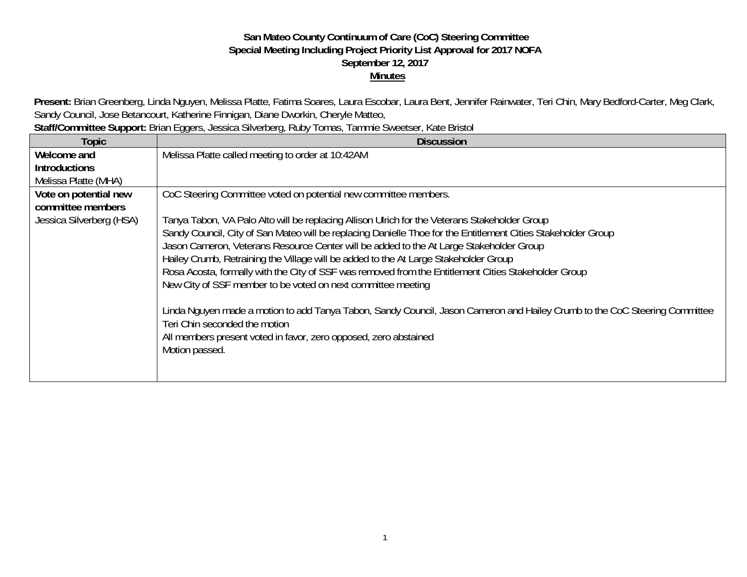# San Mateo County Continuum of Care (CoC) Steering Committee
## Special Meeting Including Project Priority List Approval for 2017 NOFA
## September 12, 2017
## Minutes

**Present:** Brian Greenberg, Linda Nguyen, Melissa Platte, Fatima Soares, Laura Escobar, Laura Bent, Jennifer Rainwater, Teri Chin, Mary Bedford-Carter, Meg Clark, Sandy Council, Jose Betancourt, Katherine Finnigan, Diane Dworkin, Cheryle Matteo,

**Staff/Committee Support:** Brian Eggers, Jessica Silverberg, Ruby Tomas, Tammie Sweetser, Kate Bristol

| Topic | Discussion |
|---|---|
| **Welcome and Introductions**<br>Melissa Platte (MHA) | Melissa Platte called meeting to order at 10:42AM |
| **Vote on potential new committee members**<br>Jessica Silverberg (HSA) | CoC Steering Committee voted on potential new committee members.<br><br>Tanya Tabon, VA Palo Alto will be replacing Allison Ulrich for the Veterans Stakeholder Group<br>Sandy Council, City of San Mateo will be replacing Danielle Thoe for the Entitlement Cities Stakeholder Group<br>Jason Cameron, Veterans Resource Center will be added to the At Large Stakeholder Group<br>Hailey Crumb, Retraining the Village will be added to the At Large Stakeholder Group<br>Rosa Acosta, formally with the City of SSF was removed from the Entitlement Cities Stakeholder Group<br>New City of SSF member to be voted on next committee meeting<br><br>Linda Nguyen made a motion to add Tanya Tabon, Sandy Council, Jason Cameron and Hailey Crumb to the CoC Steering Committee<br>Teri Chin seconded the motion<br>All members present voted in favor, zero opposed, zero abstained<br>Motion passed. |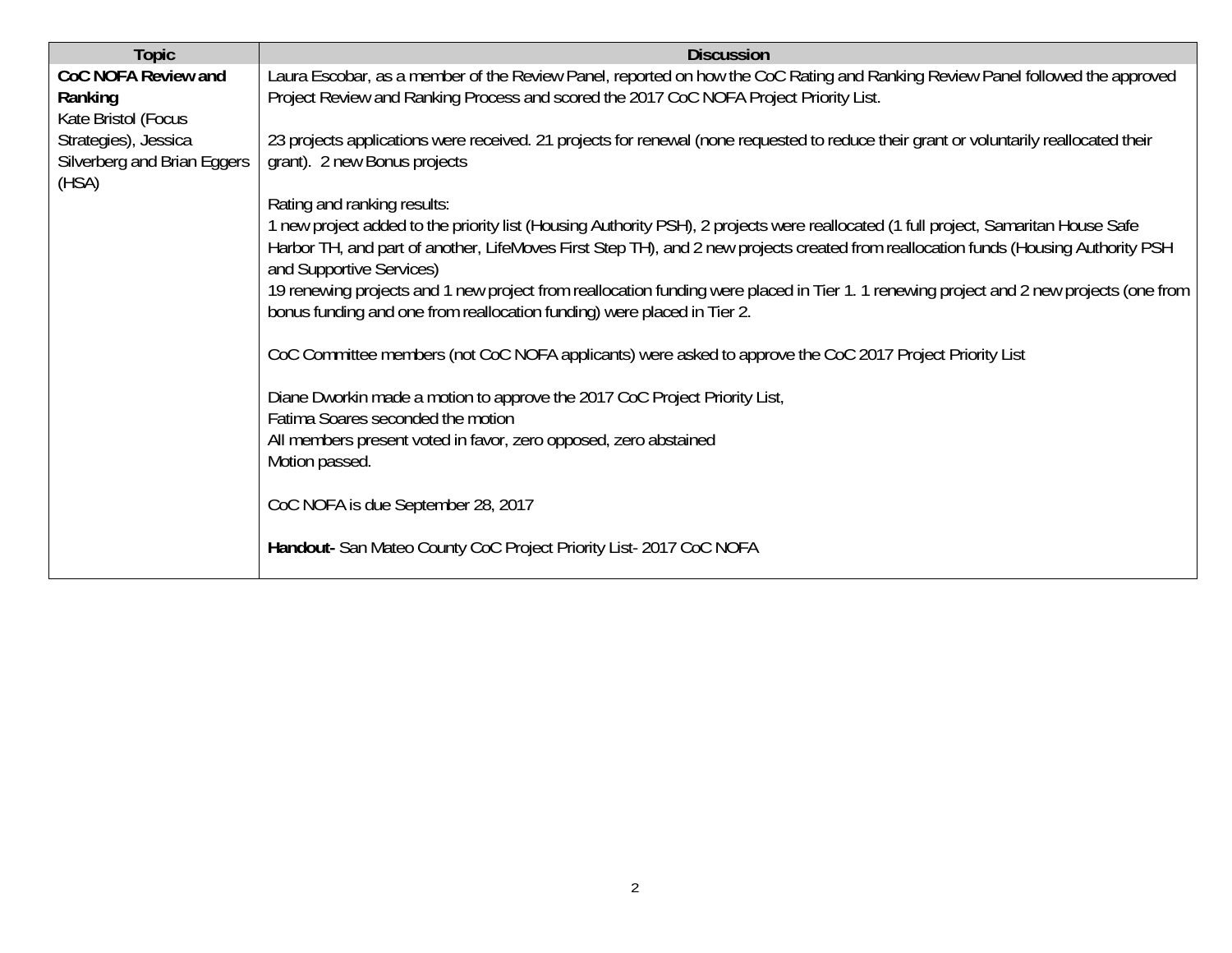| Topic | Discussion |
|---|---|
| **CoC NOFA Review and Ranking**<br>Kate Bristol (Focus Strategies), Jessica Silverberg and Brian Eggers (HSA) | Laura Escobar, as a member of the Review Panel, reported on how the CoC Rating and Ranking Review Panel followed the approved Project Review and Ranking Process and scored the 2017 CoC NOFA Project Priority List.<br><br>23 projects applications were received. 21 projects for renewal (none requested to reduce their grant or voluntarily reallocated their grant). 2 new Bonus projects<br><br>Rating and ranking results:<br>1 new project added to the priority list (Housing Authority PSH), 2 projects were reallocated (1 full project, Samaritan House Safe Harbor TH, and part of another, LifeMoves First Step TH), and 2 new projects created from reallocation funds (Housing Authority PSH and Supportive Services)<br>19 renewing projects and 1 new project from reallocation funding were placed in Tier 1. 1 renewing project and 2 new projects (one from bonus funding and one from reallocation funding) were placed in Tier 2.<br><br>CoC Committee members (not CoC NOFA applicants) were asked to approve the CoC 2017 Project Priority List<br><br>Diane Dworkin made a motion to approve the 2017 CoC Project Priority List,<br>Fatima Soares seconded the motion<br>All members present voted in favor, zero opposed, zero abstained<br>Motion passed.<br><br>CoC NOFA is due September 28, 2017<br><br>**Handout-** San Mateo County CoC Project Priority List- 2017 CoC NOFA |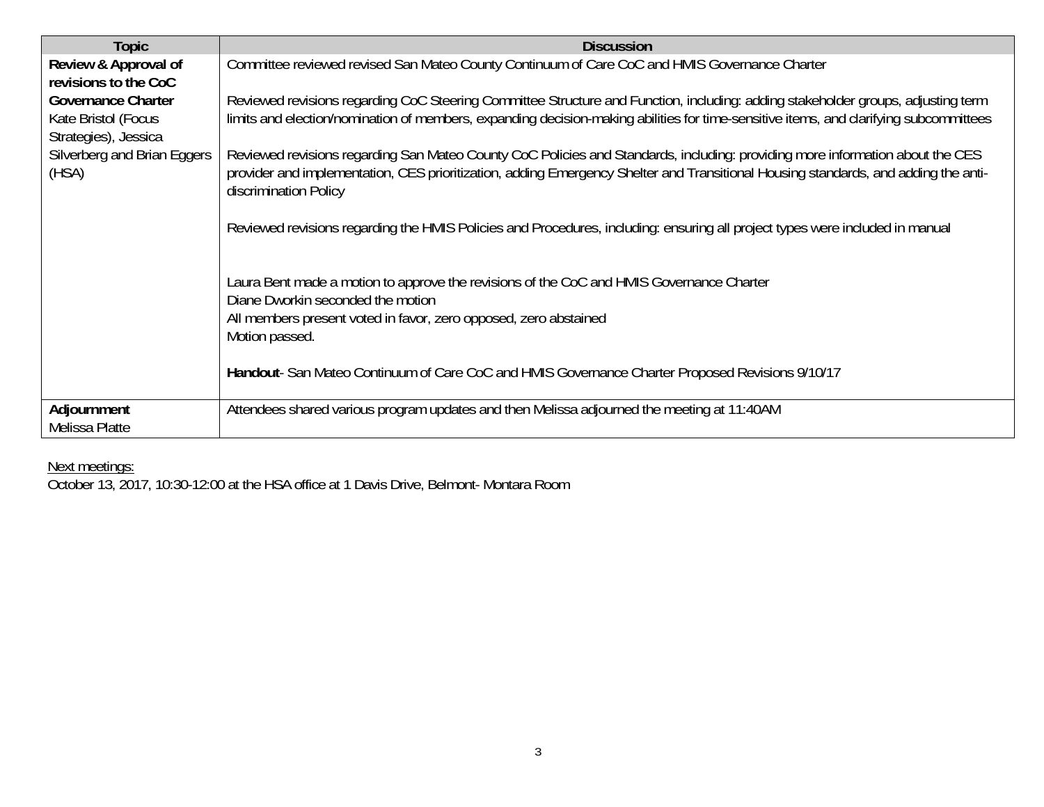| Topic | Discussion |
|---|---|
| **Review & Approval of revisions to the CoC Governance Charter** Kate Bristol (Focus Strategies), Jessica Silverberg and Brian Eggers (HSA) | Committee reviewed revised San Mateo County Continuum of Care CoC and HMIS Governance Charter<br><br>Reviewed revisions regarding CoC Steering Committee Structure and Function, including: adding stakeholder groups, adjusting term limits and election/nomination of members, expanding decision-making abilities for time-sensitive items, and clarifying subcommittees<br><br>Reviewed revisions regarding San Mateo County CoC Policies and Standards, including: providing more information about the CES provider and implementation, CES prioritization, adding Emergency Shelter and Transitional Housing standards, and adding the anti-discrimination Policy<br><br>Reviewed revisions regarding the HMIS Policies and Procedures, including: ensuring all project types were included in manual<br><br>Laura Bent made a motion to approve the revisions of the CoC and HMIS Governance Charter<br>Diane Dworkin seconded the motion<br>All members present voted in favor, zero opposed, zero abstained<br>Motion passed.<br><br>**Handout**- San Mateo Continuum of Care CoC and HMIS Governance Charter Proposed Revisions 9/10/17 |
| **Adjournment** Melissa Platte | Attendees shared various program updates and then Melissa adjourned the meeting at 11:40AM |

Next meetings:
October 13, 2017, 10:30-12:00 at the HSA office at 1 Davis Drive, Belmont- Montara Room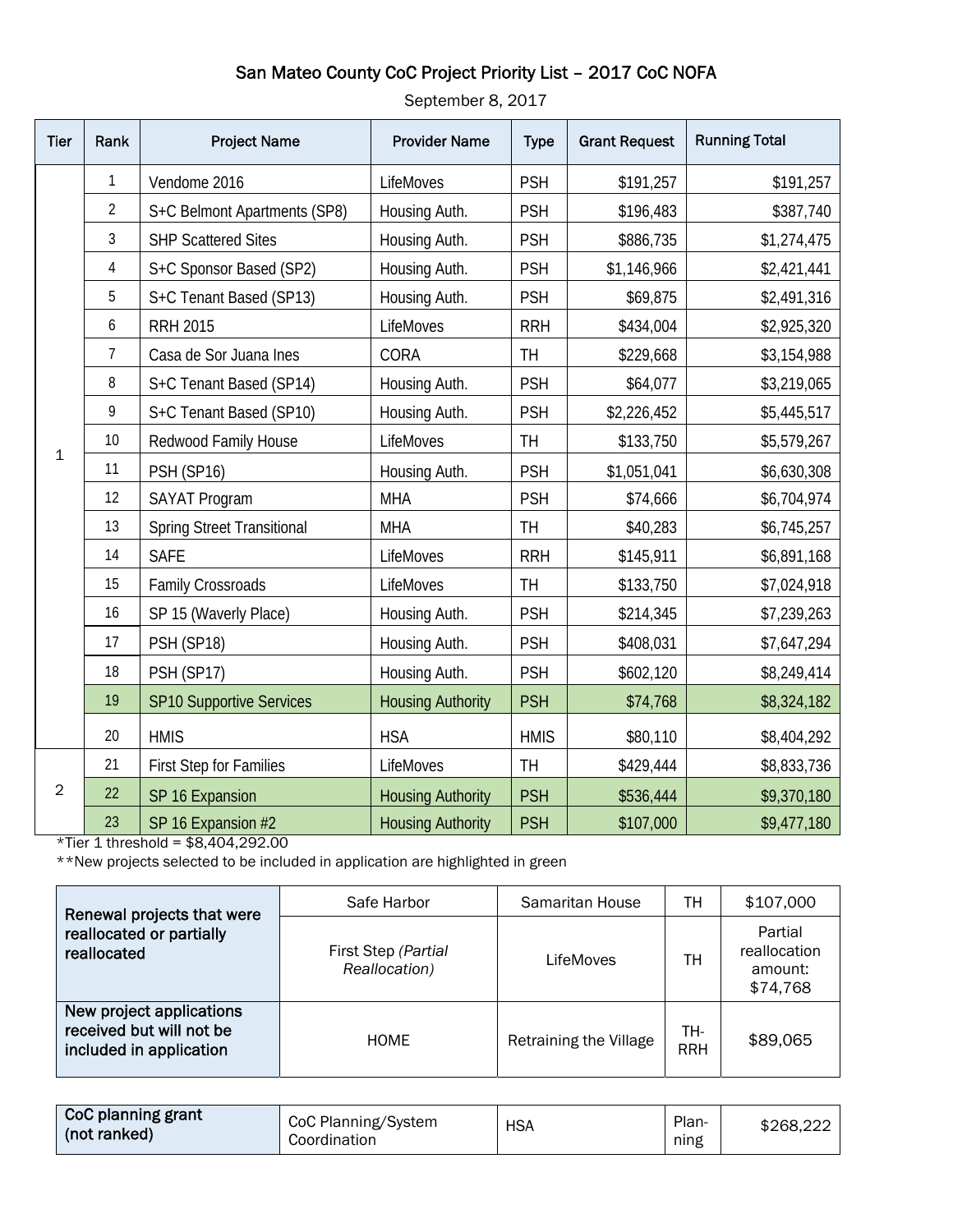# San Mateo County CoC Project Priority List – 2017 CoC NOFA

September 8, 2017

| Tier | Rank | Project Name | Provider Name | Type | Grant Request | Running Total |
|---|---|---|---|---|---|---|
| 1 | 1 | Vendome 2016 | LifeMoves | PSH | $191,257 | $191,257 |
| | 2 | S+C Belmont Apartments (SP8) | Housing Auth. | PSH | $196,483 | $387,740 |
| | 3 | SHP Scattered Sites | Housing Auth. | PSH | $886,735 | $1,274,475 |
| | 4 | S+C Sponsor Based (SP2) | Housing Auth. | PSH | $1,146,966 | $2,421,441 |
| | 5 | S+C Tenant Based (SP13) | Housing Auth. | PSH | $69,875 | $2,491,316 |
| | 6 | RRH 2015 | LifeMoves | RRH | $434,004 | $2,925,320 |
| | 7 | Casa de Sor Juana Ines | CORA | TH | $229,668 | $3,154,988 |
| | 8 | S+C Tenant Based (SP14) | Housing Auth. | PSH | $64,077 | $3,219,065 |
| | 9 | S+C Tenant Based (SP10) | Housing Auth. | PSH | $2,226,452 | $5,445,517 |
| | 10 | Redwood Family House | LifeMoves | TH | $133,750 | $5,579,267 |
| | 11 | PSH (SP16) | Housing Auth. | PSH | $1,051,041 | $6,630,308 |
| | 12 | SAYAT Program | MHA | PSH | $74,666 | $6,704,974 |
| | 13 | Spring Street Transitional | MHA | TH | $40,283 | $6,745,257 |
| | 14 | SAFE | LifeMoves | RRH | $145,911 | $6,891,168 |
| | 15 | Family Crossroads | LifeMoves | TH | $133,750 | $7,024,918 |
| | 16 | SP 15 (Waverly Place) | Housing Auth. | PSH | $214,345 | $7,239,263 |
| | 17 | PSH (SP18) | Housing Auth. | PSH | $408,031 | $7,647,294 |
| | 18 | PSH (SP17) | Housing Auth. | PSH | $602,120 | $8,249,414 |
| | 19 | SP10 Supportive Services | Housing Authority | PSH | $74,768 | $8,324,182 |
| | 20 | HMIS | HSA | HMIS | $80,110 | $8,404,292 |
| 2 | 21 | First Step for Families | LifeMoves | TH | $429,444 | $8,833,736 |
| | 22 | SP 16 Expansion | Housing Authority | PSH | $536,444 | $9,370,180 |
| | 23 | SP 16 Expansion #2 | Housing Authority | PSH | $107,000 | $9,477,180 |

*Tier 1 threshold = $8,404,292.00

**New projects selected to be included in application are highlighted in green

| | | | | |
|---|---|---|---|---|
| **Renewal projects that were reallocated or partially reallocated** | Safe Harbor | Samaritan House | TH | $107,000 |
| | First Step *(Partial Reallocation)* | LifeMoves | TH | Partial reallocation amount: $74,768 |
| **New project applications received but will not be included in application** | HOME | Retraining the Village | TH-RRH | $89,065 |

| | | | | |
|---|---|---|---|---|
| **CoC planning grant (not ranked)** | CoC Planning/System Coordination | HSA | Planning | $268,222 |